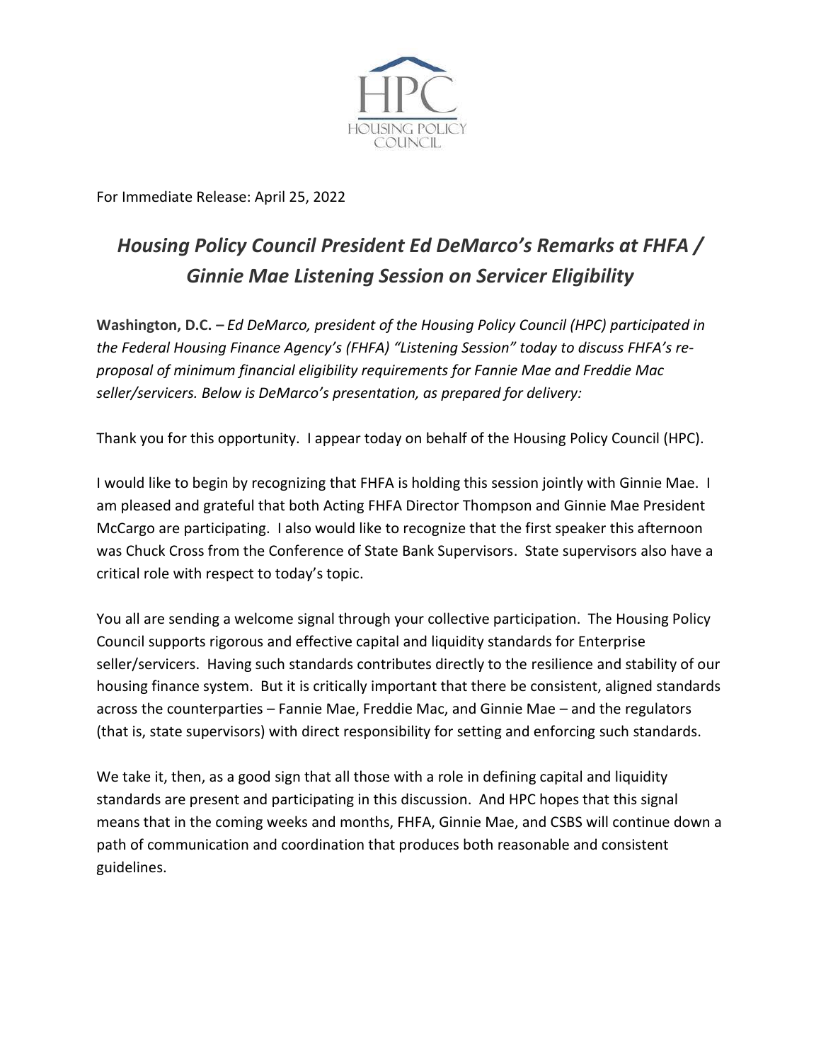For Immediate Release: April 25, 2022

# *Housing Policy Council President Ed DeMarco's Remarks at FHFA / Ginnie Mae Listening Session on Servicer Eligibility*

**Washington, D.C. –** *Ed DeMarco, president of the Housing Policy Council (HPC) participated in the Federal Housing Finance Agency's (FHFA) "Listening Session" today to discuss FHFA's re-proposal of minimum financial eligibility requirements for Fannie Mae and Freddie Mac seller/servicers. Below is DeMarco's presentation, as prepared for delivery:*

Thank you for this opportunity. I appear today on behalf of the Housing Policy Council (HPC).

I would like to begin by recognizing that FHFA is holding this session jointly with Ginnie Mae. I am pleased and grateful that both Acting FHFA Director Thompson and Ginnie Mae President McCargo are participating. I also would like to recognize that the first speaker this afternoon was Chuck Cross from the Conference of State Bank Supervisors. State supervisors also have a critical role with respect to today's topic.

You all are sending a welcome signal through your collective participation. The Housing Policy Council supports rigorous and effective capital and liquidity standards for Enterprise seller/servicers. Having such standards contributes directly to the resilience and stability of our housing finance system. But it is critically important that there be consistent, aligned standards across the counterparties – Fannie Mae, Freddie Mac, and Ginnie Mae – and the regulators (that is, state supervisors) with direct responsibility for setting and enforcing such standards.

We take it, then, as a good sign that all those with a role in defining capital and liquidity standards are present and participating in this discussion. And HPC hopes that this signal means that in the coming weeks and months, FHFA, Ginnie Mae, and CSBS will continue down a path of communication and coordination that produces both reasonable and consistent guidelines.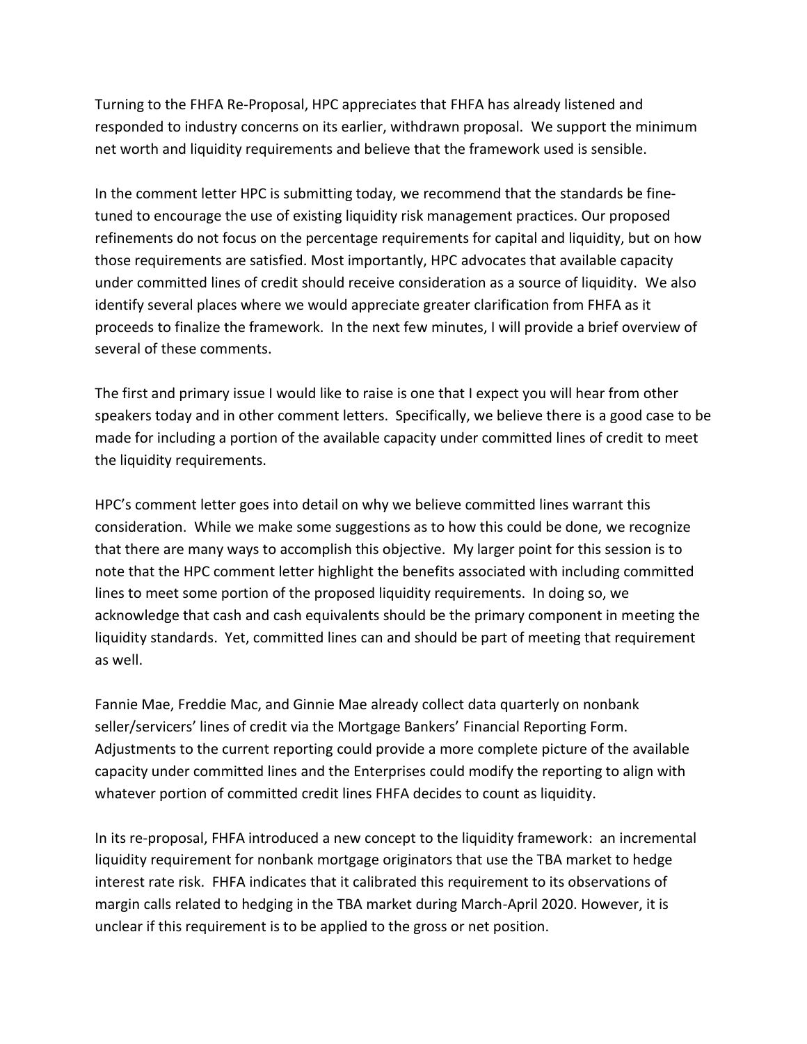Turning to the FHFA Re-Proposal, HPC appreciates that FHFA has already listened and responded to industry concerns on its earlier, withdrawn proposal. We support the minimum net worth and liquidity requirements and believe that the framework used is sensible.

In the comment letter HPC is submitting today, we recommend that the standards be fine-tuned to encourage the use of existing liquidity risk management practices. Our proposed refinements do not focus on the percentage requirements for capital and liquidity, but on how those requirements are satisfied. Most importantly, HPC advocates that available capacity under committed lines of credit should receive consideration as a source of liquidity. We also identify several places where we would appreciate greater clarification from FHFA as it proceeds to finalize the framework. In the next few minutes, I will provide a brief overview of several of these comments.

The first and primary issue I would like to raise is one that I expect you will hear from other speakers today and in other comment letters. Specifically, we believe there is a good case to be made for including a portion of the available capacity under committed lines of credit to meet the liquidity requirements.

HPC's comment letter goes into detail on why we believe committed lines warrant this consideration. While we make some suggestions as to how this could be done, we recognize that there are many ways to accomplish this objective. My larger point for this session is to note that the HPC comment letter highlight the benefits associated with including committed lines to meet some portion of the proposed liquidity requirements. In doing so, we acknowledge that cash and cash equivalents should be the primary component in meeting the liquidity standards. Yet, committed lines can and should be part of meeting that requirement as well.

Fannie Mae, Freddie Mac, and Ginnie Mae already collect data quarterly on nonbank seller/servicers' lines of credit via the Mortgage Bankers' Financial Reporting Form. Adjustments to the current reporting could provide a more complete picture of the available capacity under committed lines and the Enterprises could modify the reporting to align with whatever portion of committed credit lines FHFA decides to count as liquidity.

In its re-proposal, FHFA introduced a new concept to the liquidity framework: an incremental liquidity requirement for nonbank mortgage originators that use the TBA market to hedge interest rate risk. FHFA indicates that it calibrated this requirement to its observations of margin calls related to hedging in the TBA market during March-April 2020. However, it is unclear if this requirement is to be applied to the gross or net position.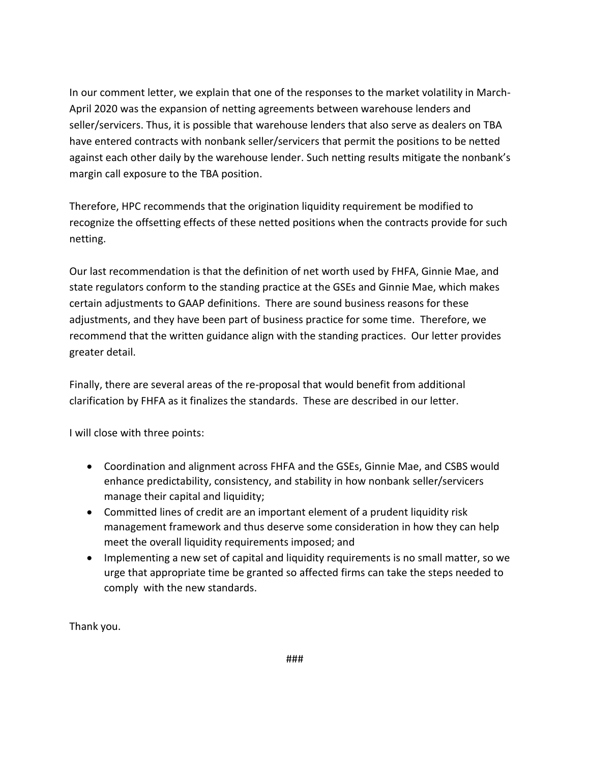In our comment letter, we explain that one of the responses to the market volatility in March-April 2020 was the expansion of netting agreements between warehouse lenders and seller/servicers. Thus, it is possible that warehouse lenders that also serve as dealers on TBA have entered contracts with nonbank seller/servicers that permit the positions to be netted against each other daily by the warehouse lender. Such netting results mitigate the nonbank's margin call exposure to the TBA position.

Therefore, HPC recommends that the origination liquidity requirement be modified to recognize the offsetting effects of these netted positions when the contracts provide for such netting.

Our last recommendation is that the definition of net worth used by FHFA, Ginnie Mae, and state regulators conform to the standing practice at the GSEs and Ginnie Mae, which makes certain adjustments to GAAP definitions. There are sound business reasons for these adjustments, and they have been part of business practice for some time. Therefore, we recommend that the written guidance align with the standing practices. Our letter provides greater detail.

Finally, there are several areas of the re-proposal that would benefit from additional clarification by FHFA as it finalizes the standards. These are described in our letter.

I will close with three points:

- Coordination and alignment across FHFA and the GSEs, Ginnie Mae, and CSBS would enhance predictability, consistency, and stability in how nonbank seller/servicers manage their capital and liquidity;
- Committed lines of credit are an important element of a prudent liquidity risk management framework and thus deserve some consideration in how they can help meet the overall liquidity requirements imposed; and
- Implementing a new set of capital and liquidity requirements is no small matter, so we urge that appropriate time be granted so affected firms can take the steps needed to comply with the new standards.

Thank you.

###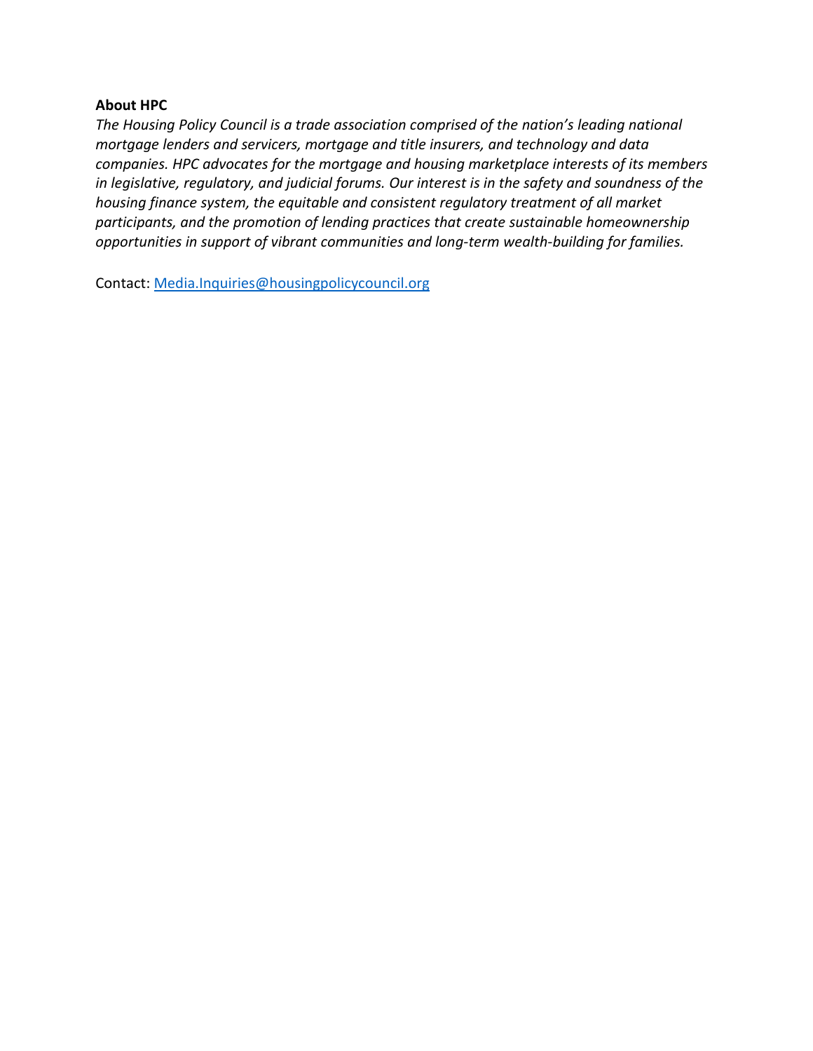**About HPC**

*The Housing Policy Council is a trade association comprised of the nation's leading national mortgage lenders and servicers, mortgage and title insurers, and technology and data companies. HPC advocates for the mortgage and housing marketplace interests of its members in legislative, regulatory, and judicial forums. Our interest is in the safety and soundness of the housing finance system, the equitable and consistent regulatory treatment of all market participants, and the promotion of lending practices that create sustainable homeownership opportunities in support of vibrant communities and long-term wealth-building for families.*

Contact: Media.Inquiries@housingpolicycouncil.org